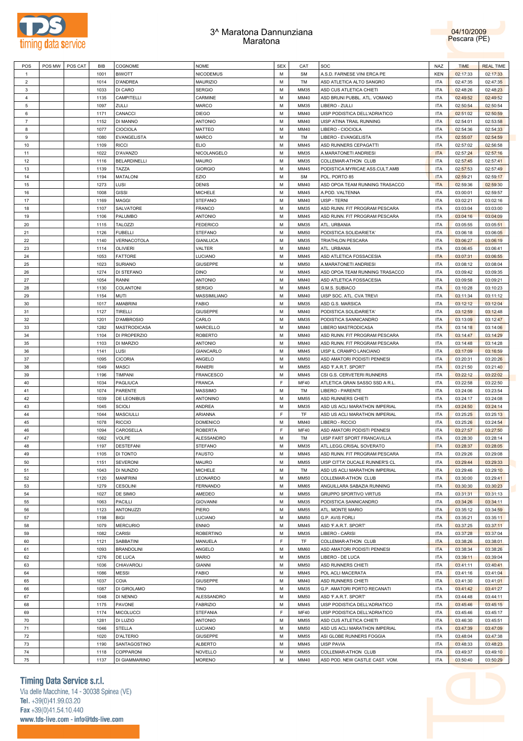# 3^ Maratona Dannunziana
## Maratona

04/10/2009
Pescara (PE)

| POS | POS MW | POS CAT | BIB | COGNOME | NOME | SEX | CAT | SOC | NAZ | TIME | REAL TIME |
|---|---|---|---|---|---|---|---|---|---|---|---|
| 1 | | | 1001 | BIWOTT | NICODEMUS | M | SM | A.S.D. FARNESE VINI ERCA PE | KEN | 02:17:33 | 02:17:33 |
| 2 | | | 1014 | D'ANDREA | MAURIZIO | M | TM | ASD ATLETICA ALTO SANGRO | ITA | 02:47:35 | 02:47:35 |
| 3 | | | 1033 | DI CARO | SERGIO | M | MM35 | ASD CUS ATLETICA CHIETI | ITA | 02:48:26 | 02:48:23 |
| 4 | | | 1135 | CAMPITELLI | CARMINE | M | MM40 | ASD BRUNI PUBBL. ATL. VOMANO | ITA | 02:49:52 | 02:49:52 |
| 5 | | | 1097 | ZULLI | MARCO | M | MM35 | LIBERO - ZULLI | ITA | 02:50:54 | 02:50:54 |
| 6 | | | 1171 | CANACCI | DIEGO | M | MM40 | UISP PODISTICA DELL'ADRIATICO | ITA | 02:51:02 | 02:50:59 |
| 7 | | | 1152 | DI MANNO | ANTONIO | M | MM40 | UISP ATINA TRAIL RUNNING | ITA | 02:54:01 | 02:53:58 |
| 8 | | | 1077 | CIOCIOLA | MATTEO | M | MM40 | LIBERO - CIOCIOLA | ITA | 02:54:36 | 02:54:33 |
| 9 | | | 1080 | EVANGELISTA | MARCO | M | TM | LIBERO - EVANGELISTA | ITA | 02:55:07 | 02:54:59 |
| 10 | | | 1109 | RICCI | ELIO | M | MM45 | ASD RUNNERS CEPAGATTI | ITA | 02:57:02 | 02:56:58 |
| 11 | | | 1022 | D'AVANZO | NICOLANGELO | M | MM35 | A.MARATONETI ANDRIESI | ITA | 02:57:24 | 02:57:16 |
| 12 | | | 1116 | BELARDINELLI | MAURO | M | MM35 | COLLEMAR-ATHON CLUB | ITA | 02:57:45 | 02:57:41 |
| 13 | | | 1139 | TAZZA | GIORGIO | M | MM45 | PODISTICA MYRICAE ASS.CULT.AMB | ITA | 02:57:53 | 02:57:49 |
| 14 | | | 1194 | MATALONI | EZIO | M | SM | POL. PORTO 85 | ITA | 02:59:21 | 02:59:17 |
| 15 | | | 1273 | LUSI | DENIS | M | MM40 | ASD OPOA TEAM RUNNING TRASACCO | ITA | 02:59:36 | 02:59:30 |
| 16 | | | 1008 | GISSI | MICHELE | M | MM45 | A.POD. VALTENNA | ITA | 03:00:01 | 02:59:57 |
| 17 | | | 1169 | MAGGI | STEFANO | M | MM40 | UISP - TERNI | ITA | 03:02:21 | 03:02:16 |
| 18 | | | 1107 | SALVATORE | FRANCO | M | MM35 | ASD RUNN. FIT PROGRAM PESCARA | ITA | 03:03:04 | 03:03:00 |
| 19 | | | 1106 | PALUMBO | ANTONIO | M | MM45 | ASD RUNN. FIT PROGRAM PESCARA | ITA | 03:04:16 | 03:04:09 |
| 20 | | | 1115 | TALOZZI | FEDERICO | M | MM35 | ATL. URBANIA | ITA | 03:05:55 | 03:05:51 |
| 21 | | | 1126 | FUBELLI | STEFANO | M | MM50 | PODISTICA SOLIDARIETA' | ITA | 03:06:18 | 03:06:05 |
| 22 | | | 1140 | VERNACOTOLA | GIANLUCA | M | MM35 | TRIATHLON PESCARA | ITA | 03:06:27 | 03:06:19 |
| 23 | | | 1114 | OLIVIERI | VALTER | M | MM40 | ATL. URBANIA | ITA | 03:06:45 | 03:06:41 |
| 24 | | | 1053 | FATTORE | LUCIANO | M | MM45 | ASD ATLETICA FOSSACESIA | ITA | 03:07:31 | 03:06:55 |
| 25 | | | 1023 | SURIANO | GIUSEPPE | M | MM50 | A.MARATONETI ANDRIESI | ITA | 03:08:12 | 03:08:04 |
| 26 | | | 1274 | DI STEFANO | DINO | M | MM45 | ASD OPOA TEAM RUNNING TRASACCO | ITA | 03:09:42 | 03:09:35 |
| 27 | | | 1054 | RANNI | ANTONIO | M | MM40 | ASD ATLETICA FOSSACESIA | ITA | 03:09:58 | 03:09:21 |
| 28 | | | 1130 | COLANTONI | SERGIO | M | MM45 | G.M.S. SUBIACO | ITA | 03:10:28 | 03:10:23 |
| 29 | | | 1154 | MUTI | MASSIMILIANO | M | MM40 | UISP SOC. ATL. CVA TREVI | ITA | 03:11:34 | 03:11:12 |
| 30 | | | 1017 | AMABRINI | FABIO | M | MM35 | ASD G.S. MARSICA | ITA | 03:12:12 | 03:12:04 |
| 31 | | | 1127 | TIRELLI | GIUSEPPE | M | MM40 | PODISTICA SOLIDARIETA' | ITA | 03:12:59 | 03:12:48 |
| 32 | | | 1201 | D'AMBROSIO | CARLO | M | MM35 | PODISTICA SANNICANDRO | ITA | 03:13:09 | 03:12:47 |
| 33 | | | 1282 | MASTRODICASA | MARCELLO | M | MM40 | LIBERO MASTRODICASA | ITA | 03:14:18 | 03:14:06 |
| 34 | | | 1104 | DI PROPERZIO | ROBERTO | M | MM40 | ASD RUNN. FIT PROGRAM PESCARA | ITA | 03:14:47 | 03:14:29 |
| 35 | | | 1103 | DI MARZIO | ANTONIO | M | MM40 | ASD RUNN. FIT PROGRAM PESCARA | ITA | 03:14:48 | 03:14:28 |
| 36 | | | 1141 | LUSI | GIANCARLO | M | MM45 | UISP IL CRAMPO LANCIANO | ITA | 03:17:09 | 03:16:59 |
| 37 | | | 1095 | CICORIA | ANGELO | M | MM50 | ASD AMATORI PODISTI PENNESI | ITA | 03:20:31 | 03:20:26 |
| 38 | | | 1049 | MASCI | RANIERI | M | MM55 | ASD 'F.A.R.T. SPORT' | ITA | 03:21:50 | 03:21:40 |
| 39 | | | 1196 | TIMPANI | FRANCESCO | M | MM45 | CSI G.S. CERVETERI RUNNERS | ITA | 03:22:12 | 03:22:02 |
| 40 | | | 1034 | PAGLIUCA | FRANCA | F | MF40 | ATLETICA GRAN SASSO SSD A R.L. | ITA | 03:22:58 | 03:22:50 |
| 41 | | | 1074 | PARENTE | MASSIMO | M | TM | LIBERO - PARENTE | ITA | 03:24:06 | 03:23:54 |
| 42 | | | 1039 | DE LEONIBUS | ANTONINO | M | MM55 | ASD RUNNERS CHIETI | ITA | 03:24:17 | 03:24:08 |
| 43 | | | 1045 | SCIOLI | ANDREA | M | MM35 | ASD US ACLI MARATHON IMPERIAL | ITA | 03:24:50 | 03:24:14 |
| 44 | | | 1044 | MASCIULLI | ARIANNA | F | TF | ASD US ACLI MARATHON IMPERIAL | ITA | 03:25:25 | 03:25:13 |
| 45 | | | 1078 | RICCIO | DOMENICO | M | MM40 | LIBERO - RICCIO | ITA | 03:25:26 | 03:24:54 |
| 46 | | | 1094 | CAROSELLA | ROBERTA | F | MF40 | ASD AMATORI PODISTI PENNESI | ITA | 03:27:57 | 03:27:50 |
| 47 | | | 1062 | VOLPE | ALESSANDRO | M | TM | UISP FART SPORT FRANCAVILLA | ITA | 03:28:30 | 03:28:14 |
| 48 | | | 1197 | DESTEFANI | STEFANO | M | MM35 | ATL.LEGG.CRISAL SOVERATO | ITA | 03:28:37 | 03:28:05 |
| 49 | | | 1105 | DI TONTO | FAUSTO | M | MM45 | ASD RUNN. FIT PROGRAM PESCARA | ITA | 03:29:26 | 03:29:08 |
| 50 | | | 1151 | SEVERONI | MAURO | M | MM55 | UISP CITTA' DUCALE RUNNER'S CL | ITA | 03:29:44 | 03:29:33 |
| 51 | | | 1043 | DI NUNZIO | MICHELE | M | TM | ASD US ACLI MARATHON IMPERIAL | ITA | 03:29:46 | 03:29:10 |
| 52 | | | 1120 | MANFRINI | LEONARDO | M | MM50 | COLLEMAR-ATHON CLUB | ITA | 03:30:00 | 03:29:41 |
| 53 | | | 1279 | CESOLINI | FERNANDO | M | MM65 | ANGUILLARA SABAZIA RUNNING | ITA | 03:30:30 | 03:30:23 |
| 54 | | | 1027 | DE SIMIO | AMEDEO | M | MM55 | GRUPPO SPORTIVO VIRTUS | ITA | 03:31:31 | 03:31:13 |
| 55 | | | 1063 | PACILLI | GIOVANNI | M | MM35 | PODISTICA SANNICANDRO | ITA | 03:34:26 | 03:34:11 |
| 56 | | | 1123 | ANTONUZZI | PIERO | M | MM55 | ATL. MONTE MARIO | ITA | 03:35:12 | 03:34:59 |
| 57 | | | 1198 | BIGI | LUCIANO | M | MM50 | G.P. AVIS FORLI | ITA | 03:35:21 | 03:35:11 |
| 58 | | | 1079 | MERCURIO | ENNIO | M | MM45 | ASD 'F.A.R.T. SPORT' | ITA | 03:37:25 | 03:37:11 |
| 59 | | | 1082 | CARISI | ROBERTINO | M | MM35 | LIBERO - CARISI | ITA | 03:37:28 | 03:37:04 |
| 60 | | | 1121 | SABBATINI | MANUELA | F | TF | COLLEMAR-ATHON CLUB | ITA | 03:38:26 | 03:38:01 |
| 61 | | | 1093 | BRANDOLINI | ANGELO | M | MM60 | ASD AMATORI PODISTI PENNESI | ITA | 03:38:34 | 03:38:26 |
| 62 | | | 1276 | DE LUCA | MARIO | M | MM35 | LIBERO - DE LUCA | ITA | 03:39:11 | 03:39:04 |
| 63 | | | 1036 | CHIAVAROLI | GIANNI | M | MM50 | ASD RUNNERS CHIETI | ITA | 03:41:11 | 03:40:41 |
| 64 | | | 1086 | MESSI | FABIO | M | MM45 | POL ACLI MACERATA | ITA | 03:41:16 | 03:41:04 |
| 65 | | | 1037 | COIA | GIUSEPPE | M | MM40 | ASD RUNNERS CHIETI | ITA | 03:41:30 | 03:41:01 |
| 66 | | | 1087 | DI GIROLAMO | TINO | M | MM35 | G.P. AMATORI PORTO RECANATI | ITA | 03:41:42 | 03:41:27 |
| 67 | | | 1048 | DI NENNO | ALESSANDRO | M | MM50 | ASD 'F.A.R.T. SPORT' | ITA | 03:44:48 | 03:44:11 |
| 68 | | | 1175 | PAVONE | FABRIZIO | M | MM45 | UISP PODISTICA DELL'ADRIATICO | ITA | 03:45:46 | 03:45:15 |
| 69 | | | 1174 | MICOLUCCI | STEFANIA | F | MF40 | UISP PODISTICA DELL'ADRIATICO | ITA | 03:45:46 | 03:45:17 |
| 70 | | | 1281 | DI LUZIO | ANTONIO | M | MM55 | ASD CUS ATLETICA CHIETI | ITA | 03:46:30 | 03:45:51 |
| 71 | | | 1046 | STELLA | LUCIANO | M | MM50 | ASD US ACLI MARATHON IMPERIAL | ITA | 03:47:39 | 03:47:09 |
| 72 | | | 1020 | D'ALTERIO | GIUSEPPE | M | MM55 | ASI GLOBE RUNNERS FOGGIA | ITA | 03:48:04 | 03:47:38 |
| 73 | | | 1190 | SANTAGOSTINO | ALBERTO | M | MM45 | UISP PAVIA | ITA | 03:48:33 | 03:48:23 |
| 74 | | | 1118 | COPPARONI | NOVELLO | M | MM55 | COLLEMAR-ATHON CLUB | ITA | 03:49:37 | 03:49:10 |
| 75 | | | 1137 | DI GIAMMARINO | MORENO | M | MM40 | ASD POD. NEW CASTLE CAST. VOM. | ITA | 03:50:40 | 03:50:29 |

**Timing Data Service s.r.l.**
Via delle Macchine, 14 - 30038 Spinea (VE)
Tel. +39(0)41.99.03.20
Fax +39(0)41.54.10.440
www.tds-live.com - info@tds-live.com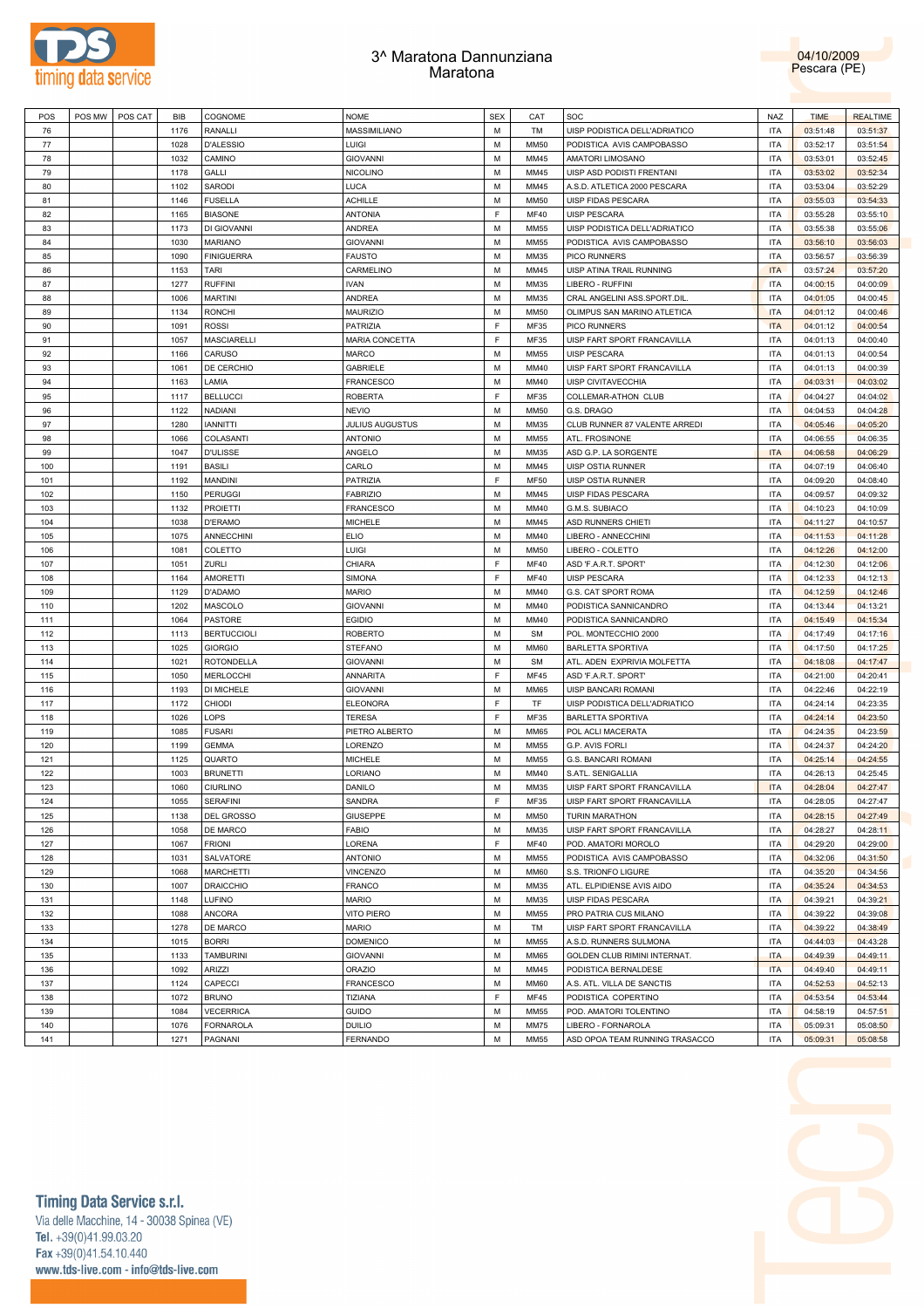# 3^ Maratona Dannunziana
## Maratona

04/10/2009
Pescara (PE)

| POS | POS MW | POS CAT | BIB | COGNOME | NOME | SEX | CAT | SOC | NAZ | TIME | REALTIME |
|---|---|---|---|---|---|---|---|---|---|---|---|
| 76 | | | 1176 | RANALLI | MASSIMILIANO | M | TM | UISP PODISTICA DELL'ADRIATICO | ITA | 03:51:48 | 03:51:37 |
| 77 | | | 1028 | D'ALESSIO | LUIGI | M | MM50 | PODISTICA AVIS CAMPOBASSO | ITA | 03:52:17 | 03:51:54 |
| 78 | | | 1032 | CAMINO | GIOVANNI | M | MM45 | AMATORI LIMOSANO | ITA | 03:53:01 | 03:52:45 |
| 79 | | | 1178 | GALLI | NICOLINO | M | MM45 | UISP ASD PODISTI FRENTANI | ITA | 03:53:02 | 03:52:34 |
| 80 | | | 1102 | SARODI | LUCA | M | MM45 | A.S.D. ATLETICA 2000 PESCARA | ITA | 03:53:04 | 03:52:29 |
| 81 | | | 1146 | FUSELLA | ACHILLE | M | MM50 | UISP FIDAS PESCARA | ITA | 03:55:03 | 03:54:33 |
| 82 | | | 1165 | BIASONE | ANTONIA | F | MF40 | UISP PESCARA | ITA | 03:55:28 | 03:55:10 |
| 83 | | | 1173 | DI GIOVANNI | ANDREA | M | MM55 | UISP PODISTICA DELL'ADRIATICO | ITA | 03:55:38 | 03:55:06 |
| 84 | | | 1030 | MARIANO | GIOVANNI | M | MM55 | PODISTICA AVIS CAMPOBASSO | ITA | 03:56:10 | 03:56:03 |
| 85 | | | 1090 | FINIGUERRA | FAUSTO | M | MM35 | PICO RUNNERS | ITA | 03:56:57 | 03:56:39 |
| 86 | | | 1153 | TARI | CARMELINO | M | MM45 | UISP ATINA TRAIL RUNNING | ITA | 03:57:24 | 03:57:20 |
| 87 | | | 1277 | RUFFINI | IVAN | M | MM35 | LIBERO - RUFFINI | ITA | 04:00:15 | 04:00:09 |
| 88 | | | 1006 | MARTINI | ANDREA | M | MM35 | CRAL ANGELINI ASS.SPORT.DIL. | ITA | 04:01:05 | 04:00:45 |
| 89 | | | 1134 | RONCHI | MAURIZIO | M | MM50 | OLIMPUS SAN MARINO ATLETICA | ITA | 04:01:12 | 04:00:46 |
| 90 | | | 1091 | ROSSI | PATRIZIA | F | MF35 | PICO RUNNERS | ITA | 04:01:12 | 04:00:54 |
| 91 | | | 1057 | MASCIARELLI | MARIA CONCETTA | F | MF35 | UISP FART SPORT FRANCAVILLA | ITA | 04:01:13 | 04:00:40 |
| 92 | | | 1166 | CARUSO | MARCO | M | MM55 | UISP PESCARA | ITA | 04:01:13 | 04:00:54 |
| 93 | | | 1061 | DE CERCHIO | GABRIELE | M | MM40 | UISP FART SPORT FRANCAVILLA | ITA | 04:01:13 | 04:00:39 |
| 94 | | | 1163 | LAMIA | FRANCESCO | M | MM40 | UISP CIVITAVECCHIA | ITA | 04:03:31 | 04:03:02 |
| 95 | | | 1117 | BELLUCCI | ROBERTA | F | MF35 | COLLEMAR-ATHON CLUB | ITA | 04:04:27 | 04:04:02 |
| 96 | | | 1122 | NADIANI | NEVIO | M | MM50 | G.S. DRAGO | ITA | 04:04:53 | 04:04:28 |
| 97 | | | 1280 | IANNITTI | JULIUS AUGUSTUS | M | MM35 | CLUB RUNNER 87 VALENTE ARREDI | ITA | 04:05:46 | 04:05:20 |
| 98 | | | 1066 | COLASANTI | ANTONIO | M | MM55 | ATL. FROSINONE | ITA | 04:06:55 | 04:06:35 |
| 99 | | | 1047 | D'ULISSE | ANGELO | M | MM35 | ASD G.P. LA SORGENTE | ITA | 04:06:58 | 04:06:29 |
| 100 | | | 1191 | BASILI | CARLO | M | MM45 | UISP OSTIA RUNNER | ITA | 04:07:19 | 04:06:40 |
| 101 | | | 1192 | MANDINI | PATRIZIA | F | MF50 | UISP OSTIA RUNNER | ITA | 04:09:20 | 04:08:40 |
| 102 | | | 1150 | PERUGGI | FABRIZIO | M | MM45 | UISP FIDAS PESCARA | ITA | 04:09:57 | 04:09:32 |
| 103 | | | 1132 | PROIETTI | FRANCESCO | M | MM40 | G.M.S. SUBIACO | ITA | 04:10:23 | 04:10:09 |
| 104 | | | 1038 | D'ERAMO | MICHELE | M | MM45 | ASD RUNNERS CHIETI | ITA | 04:11:27 | 04:10:57 |
| 105 | | | 1075 | ANNECCHINI | ELIO | M | MM40 | LIBERO - ANNECCHINI | ITA | 04:11:53 | 04:11:28 |
| 106 | | | 1081 | COLETTO | LUIGI | M | MM50 | LIBERO - COLETTO | ITA | 04:12:26 | 04:12:00 |
| 107 | | | 1051 | ZURLI | CHIARA | F | MF40 | ASD 'F.A.R.T. SPORT' | ITA | 04:12:30 | 04:12:06 |
| 108 | | | 1164 | AMORETTI | SIMONA | F | MF40 | UISP PESCARA | ITA | 04:12:33 | 04:12:13 |
| 109 | | | 1129 | D'ADAMO | MARIO | M | MM40 | G.S. CAT SPORT ROMA | ITA | 04:12:59 | 04:12:46 |
| 110 | | | 1202 | MASCOLO | GIOVANNI | M | MM40 | PODISTICA SANNICANDRO | ITA | 04:13:44 | 04:13:21 |
| 111 | | | 1064 | PASTORE | EGIDIO | M | MM40 | PODISTICA SANNICANDRO | ITA | 04:15:49 | 04:15:34 |
| 112 | | | 1113 | BERTUCCIOLI | ROBERTO | M | SM | POL. MONTECCHIO 2000 | ITA | 04:17:49 | 04:17:16 |
| 113 | | | 1025 | GIORGIO | STEFANO | M | MM60 | BARLETTA SPORTIVA | ITA | 04:17:50 | 04:17:25 |
| 114 | | | 1021 | ROTONDELLA | GIOVANNI | M | SM | ATL. ADEN EXPRIVIA MOLFETTA | ITA | 04:18:08 | 04:17:47 |
| 115 | | | 1050 | MERLOCCHI | ANNARITA | F | MF45 | ASD 'F.A.R.T. SPORT' | ITA | 04:21:00 | 04:20:41 |
| 116 | | | 1193 | DI MICHELE | GIOVANNI | M | MM65 | UISP BANCARI ROMANI | ITA | 04:22:46 | 04:22:19 |
| 117 | | | 1172 | CHIODI | ELEONORA | F | TF | UISP PODISTICA DELL'ADRIATICO | ITA | 04:24:14 | 04:23:35 |
| 118 | | | 1026 | LOPS | TERESA | F | MF35 | BARLETTA SPORTIVA | ITA | 04:24:14 | 04:23:50 |
| 119 | | | 1085 | FUSARI | PIETRO ALBERTO | M | MM65 | POL ACLI MACERATA | ITA | 04:24:35 | 04:23:59 |
| 120 | | | 1199 | GEMMA | LORENZO | M | MM55 | G.P. AVIS FORLI | ITA | 04:24:37 | 04:24:20 |
| 121 | | | 1125 | QUARTO | MICHELE | M | MM55 | G.S. BANCARI ROMANI | ITA | 04:25:14 | 04:24:55 |
| 122 | | | 1003 | BRUNETTI | LORIANO | M | MM40 | S.ATL. SENIGALLIA | ITA | 04:26:13 | 04:25:45 |
| 123 | | | 1060 | CIURLINO | DANILO | M | MM35 | UISP FART SPORT FRANCAVILLA | ITA | 04:28:04 | 04:27:47 |
| 124 | | | 1055 | SERAFINI | SANDRA | F | MF35 | UISP FART SPORT FRANCAVILLA | ITA | 04:28:05 | 04:27:47 |
| 125 | | | 1138 | DEL GROSSO | GIUSEPPE | M | MM50 | TURIN MARATHON | ITA | 04:28:15 | 04:27:49 |
| 126 | | | 1058 | DE MARCO | FABIO | M | MM35 | UISP FART SPORT FRANCAVILLA | ITA | 04:28:27 | 04:28:11 |
| 127 | | | 1067 | FRIONI | LORENA | F | MF40 | POD. AMATORI MOROLO | ITA | 04:29:20 | 04:29:00 |
| 128 | | | 1031 | SALVATORE | ANTONIO | M | MM55 | PODISTICA AVIS CAMPOBASSO | ITA | 04:32:06 | 04:31:50 |
| 129 | | | 1068 | MARCHETTI | VINCENZO | M | MM60 | S.S. TRIONFO LIGURE | ITA | 04:35:20 | 04:34:56 |
| 130 | | | 1007 | DRAICCHIO | FRANCO | M | MM35 | ATL. ELPIDIENSE AVIS AIDO | ITA | 04:35:24 | 04:34:53 |
| 131 | | | 1148 | LUFINO | MARIO | M | MM35 | UISP FIDAS PESCARA | ITA | 04:39:21 | 04:39:21 |
| 132 | | | 1088 | ANCORA | VITO PIERO | M | MM55 | PRO PATRIA CUS MILANO | ITA | 04:39:22 | 04:39:08 |
| 133 | | | 1278 | DE MARCO | MARIO | M | TM | UISP FART SPORT FRANCAVILLA | ITA | 04:39:22 | 04:38:49 |
| 134 | | | 1015 | BORRI | DOMENICO | M | MM55 | A.S.D. RUNNERS SULMONA | ITA | 04:44:03 | 04:43:28 |
| 135 | | | 1133 | TAMBURINI | GIOVANNI | M | MM65 | GOLDEN CLUB RIMINI INTERNAT. | ITA | 04:49:39 | 04:49:11 |
| 136 | | | 1092 | ARIZZI | ORAZIO | M | MM45 | PODISTICA BERNALDESE | ITA | 04:49:40 | 04:49:11 |
| 137 | | | 1124 | CAPECCI | FRANCESCO | M | MM60 | A.S. ATL. VILLA DE SANCTIS | ITA | 04:52:53 | 04:52:13 |
| 138 | | | 1072 | BRUNO | TIZIANA | F | MF45 | PODISTICA COPERTINO | ITA | 04:53:54 | 04:53:44 |
| 139 | | | 1084 | VECERRICA | GUIDO | M | MM55 | POD. AMATORI TOLENTINO | ITA | 04:58:19 | 04:57:51 |
| 140 | | | 1076 | FORNAROLA | DUILIO | M | MM75 | LIBERO - FORNAROLA | ITA | 05:09:31 | 05:08:50 |
| 141 | | | 1271 | PAGNANI | FERNANDO | M | MM55 | ASD OPOA TEAM RUNNING TRASACCO | ITA | 05:09:31 | 05:08:58 |

**Timing Data Service s.r.l.**
Via delle Macchine, 14 - 30038 Spinea (VE)
**Tel.** +39(0)41.99.03.20
**Fax** +39(0)41.54.10.440
**www.tds-live.com - info@tds-live.com**